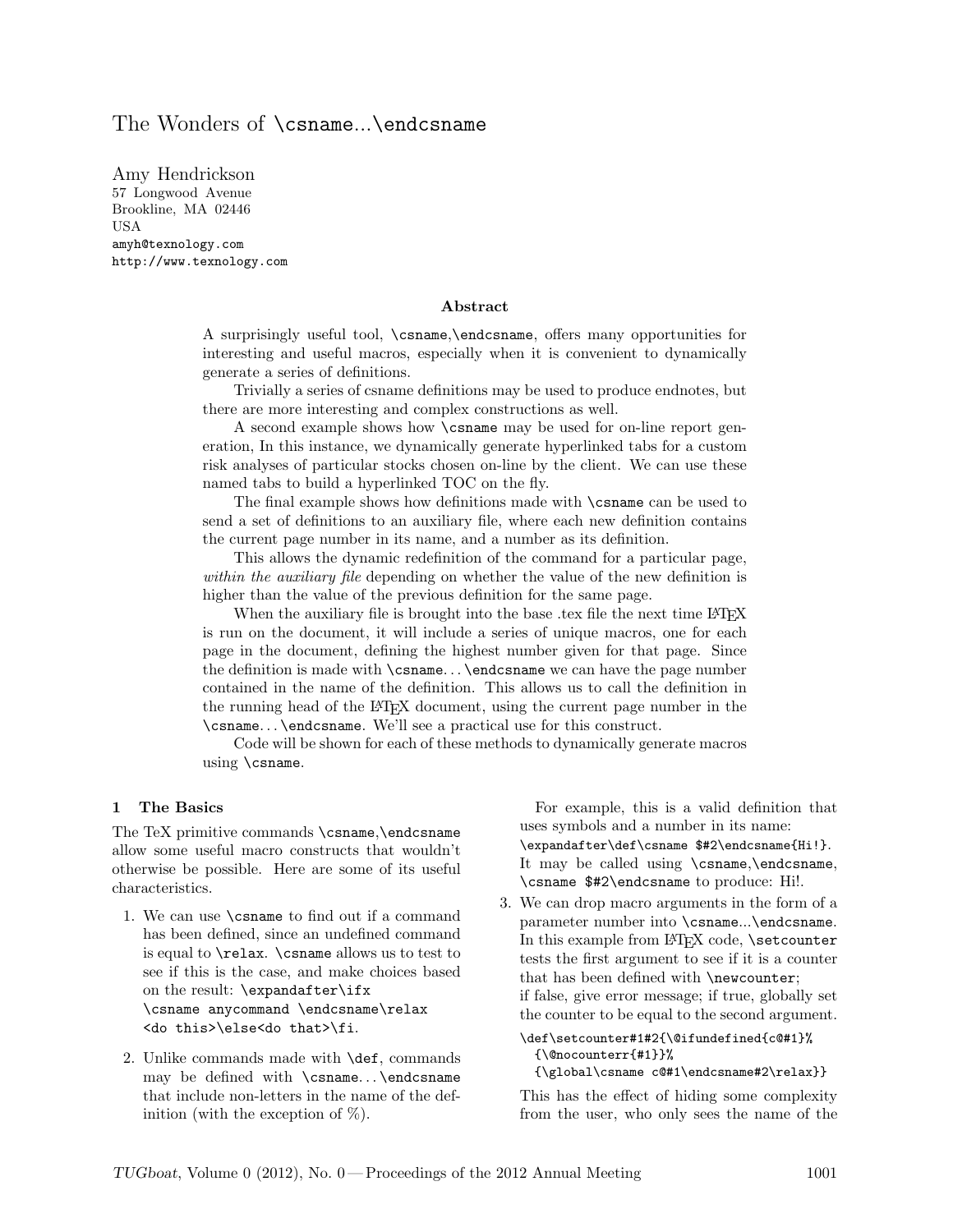# The Wonders of `\csname...\endcsname`

Amy Hendrickson
57 Longwood Avenue
Brookline, MA 02446
USA
amyh@texnology.com
http://www.texnology.com

### Abstract

A surprisingly useful tool, `\csname`,`\endcsname`, offers many opportunities for interesting and useful macros, especially when it is convenient to dynamically generate a series of definitions.

Trivially a series of csname definitions may be used to produce endnotes, but there are more interesting and complex constructions as well.

A second example shows how `\csname` may be used for on-line report generation, In this instance, we dynamically generate hyperlinked tabs for a custom risk analyses of particular stocks chosen on-line by the client. We can use these named tabs to build a hyperlinked TOC on the fly.

The final example shows how definitions made with `\csname` can be used to send a set of definitions to an auxiliary file, where each new definition contains the current page number in its name, and a number as its definition.

This allows the dynamic redefinition of the command for a particular page, *within the auxiliary file* depending on whether the value of the new definition is higher than the value of the previous definition for the same page.

When the auxiliary file is brought into the base .tex file the next time LaTeX is run on the document, it will include a series of unique macros, one for each page in the document, defining the highest number given for that page. Since the definition is made with `\csname`...`\endcsname` we can have the page number contained in the name of the definition. This allows us to call the definition in the running head of the LaTeX document, using the current page number in the `\csname`...`\endcsname`. We'll see a practical use for this construct.

Code will be shown for each of these methods to dynamically generate macros using `\csname`.

## 1 The Basics

The TeX primitive commands `\csname`,`\endcsname` allow some useful macro constructs that wouldn't otherwise be possible. Here are some of its useful characteristics.

1. We can use `\csname` to find out if a command has been defined, since an undefined command is equal to `\relax`. `\csname` allows us to test to see if this is the case, and make choices based on the result: `\expandafter\ifx \csname anycommand \endcsname\relax <do this>\else<do that>\fi`.

2. Unlike commands made with `\def`, commands may be defined with `\csname`...`\endcsname` that include non-letters in the name of the definition (with the exception of %).

   For example, this is a valid definition that uses symbols and a number in its name: `\expandafter\def\csname $#2\endcsname{Hi!}`. It may be called using `\csname`,`\endcsname`, `\csname $#2\endcsname` to produce: Hi!.

3. We can drop macro arguments in the form of a parameter number into `\csname...\endcsname`. In this example from LaTeX code, `\setcounter` tests the first argument to see if it is a counter that has been defined with `\newcounter`; if false, give error message; if true, globally set the counter to be equal to the second argument.

```
\def\setcounter#1#2{\@ifundefined{c@#1}%
  {\@nocounterr{#1}}%
  {\global\csname c@#1\endcsname#2\relax}}
```

   This has the effect of hiding some complexity from the user, who only sees the name of the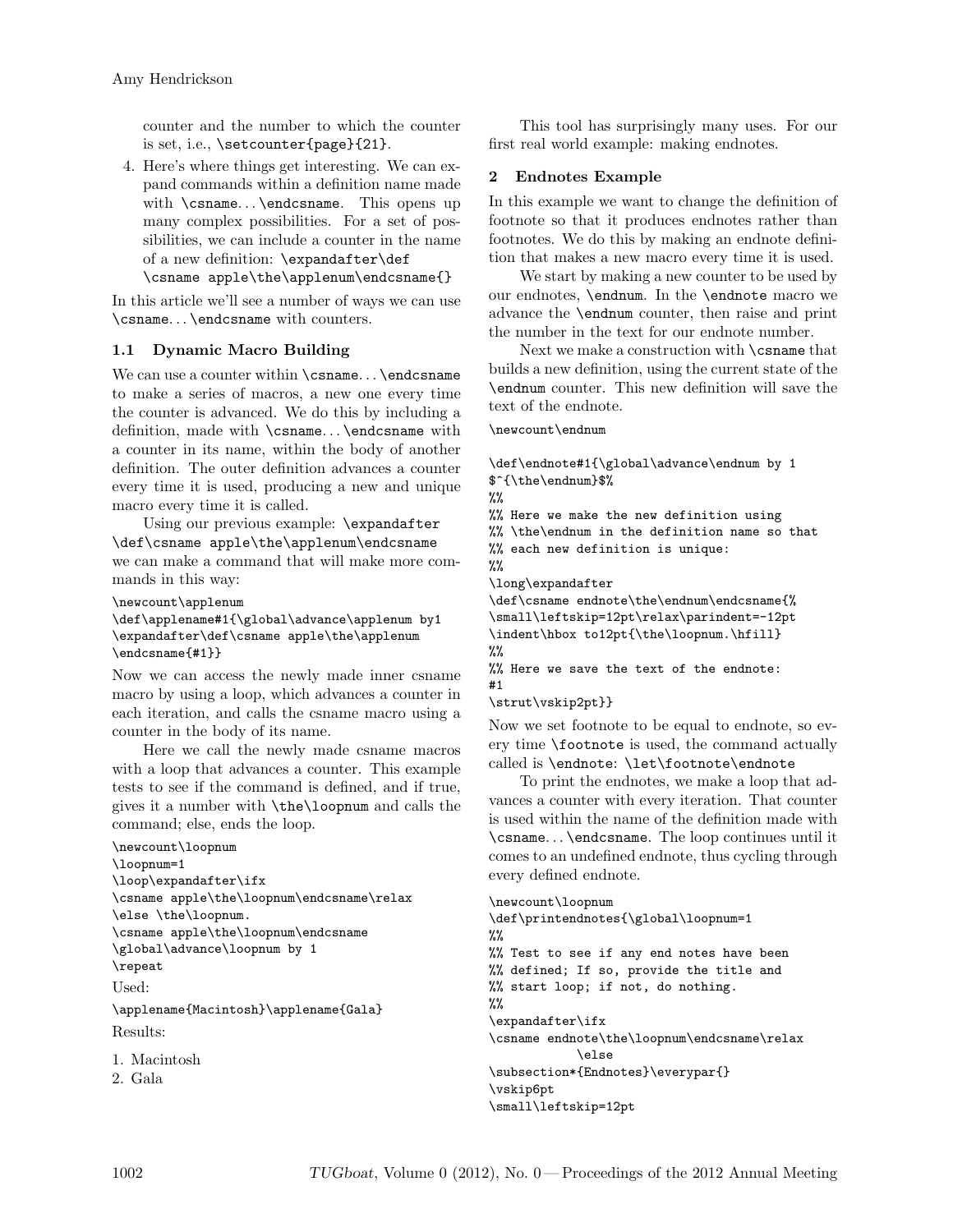counter and the number to which the counter is set, i.e., `\setcounter{page}{21}`.

4. Here's where things get interesting. We can expand commands within a definition name made with `\csname...\endcsname`. This opens up many complex possibilities. For a set of possibilities, we can include a counter in the name of a new definition: `\expandafter\def` `\csname apple\the\applenum\endcsname{}`

In this article we'll see a number of ways we can use `\csname...\endcsname` with counters.

### 1.1 Dynamic Macro Building

We can use a counter within `\csname...\endcsname` to make a series of macros, a new one every time the counter is advanced. We do this by including a definition, made with `\csname...\endcsname` with a counter in its name, within the body of another definition. The outer definition advances a counter every time it is used, producing a new and unique macro every time it is called.

Using our previous example: `\expandafter` `\def\csname apple\the\applenum\endcsname` we can make a command that will make more commands in this way:

```
\newcount\applenum
\def\applename#1{\global\advance\applenum by1
\expandafter\def\csname apple\the\applenum
\endcsname{#1}}
```

Now we can access the newly made inner csname macro by using a loop, which advances a counter in each iteration, and calls the csname macro using a counter in the body of its name.

Here we call the newly made csname macros with a loop that advances a counter. This example tests to see if the command is defined, and if true, gives it a number with `\the\loopnum` and calls the command; else, ends the loop.

```
\newcount\loopnum
\loopnum=1
\loop\expandafter\ifx
\csname apple\the\loopnum\endcsname\relax
\else \the\loopnum.
\csname apple\the\loopnum\endcsname
\global\advance\loopnum by 1
\repeat
```

Used:

```
\applename{Macintosh}\applename{Gala}
```

Results:

1. Macintosh
2. Gala

This tool has surprisingly many uses. For our first real world example: making endnotes.

## 2 Endnotes Example

In this example we want to change the definition of footnote so that it produces endnotes rather than footnotes. We do this by making an endnote definition that makes a new macro every time it is used.

We start by making a new counter to be used by our endnotes, `\endnum`. In the `\endnote` macro we advance the `\endnum` counter, then raise and print the number in the text for our endnote number.

Next we make a construction with `\csname` that builds a new definition, using the current state of the `\endnum` counter. This new definition will save the text of the endnote.

```
\newcount\endnum

\def\endnote#1{\global\advance\endnum by 1
$^{\the\endnum}$%
%%
%% Here we make the new definition using
%% \the\endnum in the definition name so that
%% each new definition is unique:
%%
\long\expandafter
\def\csname endnote\the\endnum\endcsname{%
\small\leftskip=12pt\relax\parindent=-12pt
\indent\hbox to12pt{\the\loopnum.\hfill}
%%
%% Here we save the text of the endnote:
#1
\strut\vskip2pt}}
```

Now we set footnote to be equal to endnote, so every time `\footnote` is used, the command actually called is `\endnote`: `\let\footnote\endnote`

To print the endnotes, we make a loop that advances a counter with every iteration. That counter is used within the name of the definition made with `\csname...\endcsname`. The loop continues until it comes to an undefined endnote, thus cycling through every defined endnote.

```
\newcount\loopnum
\def\printendnotes{\global\loopnum=1
%%
%% Test to see if any end notes have been
%% defined; If so, provide the title and
%% start loop; if not, do nothing.
%%
\expandafter\ifx
\csname endnote\the\loopnum\endcsname\relax
            \else
\subsection*{Endnotes}\everypar{}
\vskip6pt
\small\leftskip=12pt
```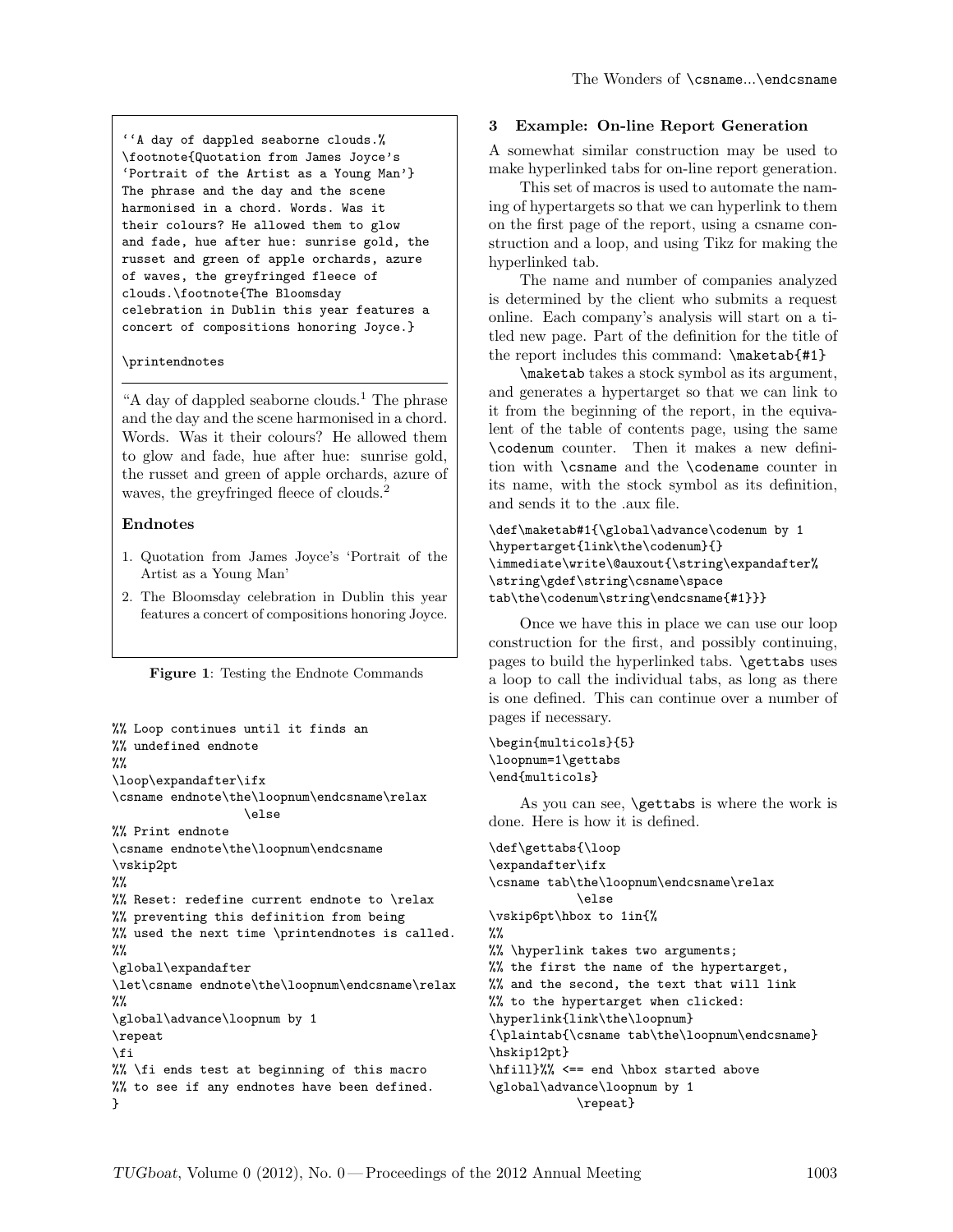```
``A day of dappled seaborne clouds.%
\footnote{Quotation from James Joyce's
'Portrait of the Artist as a Young Man'}
The phrase and the day and the scene
harmonised in a chord. Words. Was it
their colours? He allowed them to glow
and fade, hue after hue: sunrise gold, the
russet and green of apple orchards, azure
of waves, the greyfringed fleece of
clouds.\footnote{The Bloomsday
celebration in Dublin this year features a
concert of compositions honoring Joyce.}

\printendnotes
```

"A day of dappled seaborne clouds.[1] The phrase and the day and the scene harmonised in a chord. Words. Was it their colours? He allowed them to glow and fade, hue after hue: sunrise gold, the russet and green of apple orchards, azure of waves, the greyfringed fleece of clouds.[2]

**Endnotes**

1. Quotation from James Joyce's 'Portrait of the Artist as a Young Man'
2. The Bloomsday celebration in Dublin this year features a concert of compositions honoring Joyce.

**Figure 1**: Testing the Endnote Commands

```
%% Loop continues until it finds an
%% undefined endnote
%%
\loop\expandafter\ifx
\csname endnote\the\loopnum\endcsname\relax
                  \else
%% Print endnote
\csname endnote\the\loopnum\endcsname
\vskip2pt
%%
%% Reset: redefine current endnote to \relax
%% preventing this definition from being
%% used the next time \printendnotes is called.
%%
\global\expandafter
\let\csname endnote\the\loopnum\endcsname\relax
%%
\global\advance\loopnum by 1
\repeat
\fi
%% \fi ends test at beginning of this macro
%% to see if any endnotes have been defined.
}
```

## 3 Example: On-line Report Generation

A somewhat similar construction may be used to make hyperlinked tabs for on-line report generation.

This set of macros is used to automate the naming of hypertargets so that we can hyperlink to them on the first page of the report, using a csname construction and a loop, and using Tikz for making the hyperlinked tab.

The name and number of companies analyzed is determined by the client who submits a request online. Each company's analysis will start on a titled new page. Part of the definition for the title of the report includes this command: `\maketab{#1}`

`\maketab` takes a stock symbol as its argument, and generates a hypertarget so that we can link to it from the beginning of the report, in the equivalent of the table of contents page, using the same `\codenum` counter. Then it makes a new definition with `\csname` and the `\codename` counter in its name, with the stock symbol as its definition, and sends it to the .aux file.

```
\def\maketab#1{\global\advance\codenum by 1
\hypertarget{link\the\codenum}{}
\immediate\write\@auxout{\string\expandafter%
\string\gdef\string\csname\space
tab\the\codenum\string\endcsname{#1}}}
```

Once we have this in place we can use our loop construction for the first, and possibly continuing, pages to build the hyperlinked tabs. `\gettabs` uses a loop to call the individual tabs, as long as there is one defined. This can continue over a number of pages if necessary.

```
\begin{multicols}{5}
\loopnum=1\gettabs
\end{multicols}
```

As you can see, `\gettabs` is where the work is done. Here is how it is defined.

```
\def\gettabs{\loop
\expandafter\ifx
\csname tab\the\loopnum\endcsname\relax
           \else
\vskip6pt\hbox to 1in{%
%%
%% \hyperlink takes two arguments;
%% the first the name of the hypertarget,
%% and the second, the text that will link
%% to the hypertarget when clicked:
\hyperlink{link\the\loopnum}
{\plaintab{\csname tab\the\loopnum\endcsname}
\hskip12pt}
\hfill}%% <== end \hbox started above
\global\advance\loopnum by 1
           \repeat}
```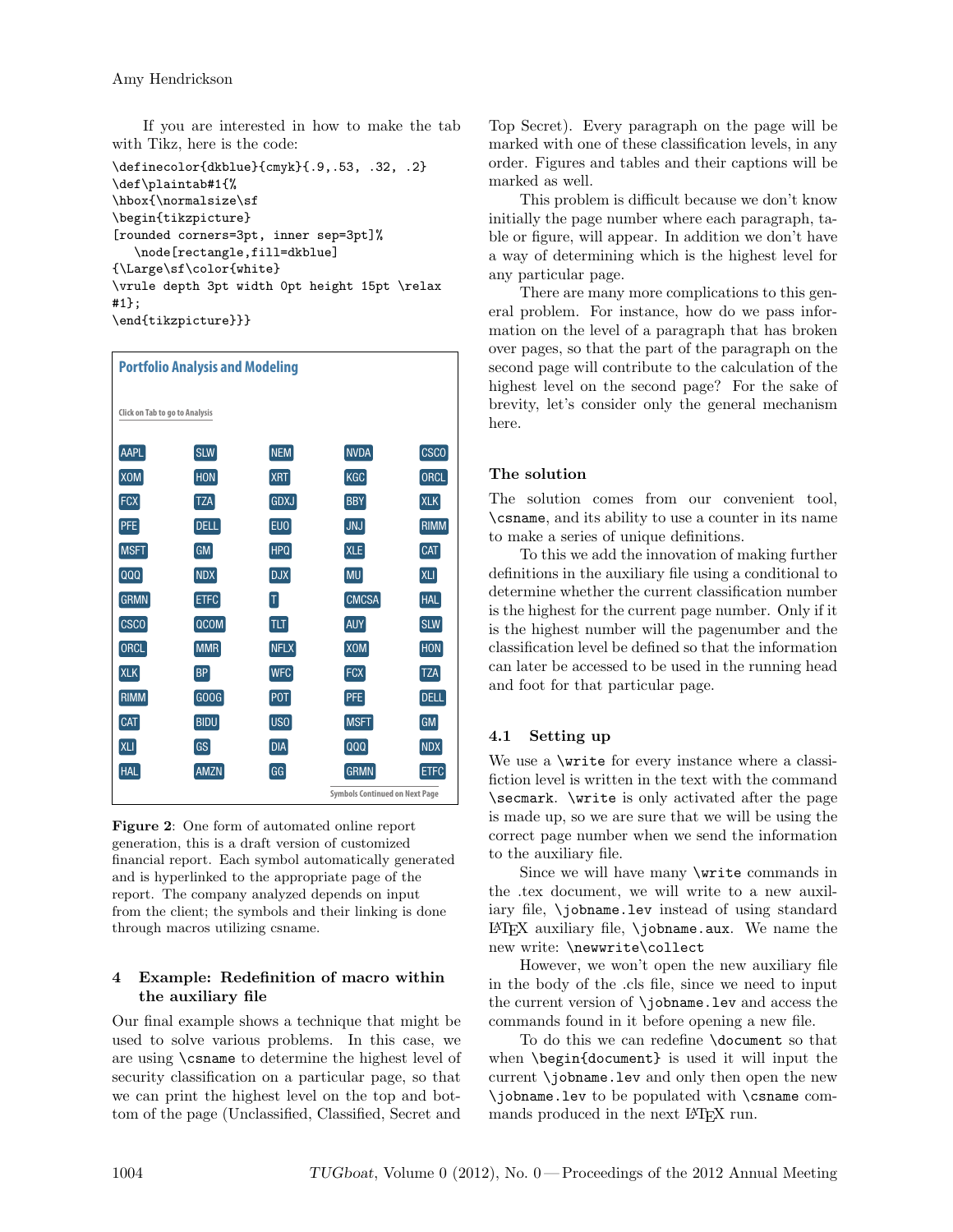If you are interested in how to make the tab with Tikz, here is the code:

```
\definecolor{dkblue}{cmyk}{.9,.53, .32, .2}
\def\plaintab#1{%
\hbox{\normalsize\sf
\begin{tikzpicture}
[rounded corners=3pt, inner sep=3pt]%
   \node[rectangle,fill=dkblue]
{\Large\sf\color{white}
\vrule depth 3pt width 0pt height 15pt \relax
#1};
\end{tikzpicture}}}
```

**Portfolio Analysis and Modeling**

Click on Tab to go to Analysis

| | | | | |
|---|---|---|---|---|
| AAPL | SLW | NEM | NVDA | CSCO |
| XOM | HON | XRT | KGC | ORCL |
| FCX | TZA | GDXJ | BBY | XLK |
| PFE | DELL | EUO | JNJ | RIMM |
| MSFT | GM | HPQ | XLE | CAT |
| QQQ | NDX | DJX | MU | XLI |
| GRMN | ETFC | T | CMCSA | HAL |
| CSCO | QCOM | TLT | AUY | SLW |
| ORCL | MMR | NFLX | XOM | HON |
| XLK | BP | WFC | FCX | TZA |
| RIMM | GOOG | POT | PFE | DELL |
| CAT | BIDU | USO | MSFT | GM |
| XLI | GS | DIA | QQQ | NDX |
| HAL | AMZN | GG | GRMN | ETFC |

Symbols Continued on Next Page

**Figure 2**: One form of automated online report generation, this is a draft version of customized financial report. Each symbol automatically generated and is hyperlinked to the appropriate page of the report. The company analyzed depends on input from the client; the symbols and their linking is done through macros utilizing csname.

## 4 Example: Redefinition of macro within the auxiliary file

Our final example shows a technique that might be used to solve various problems. In this case, we are using `\csname` to determine the highest level of security classification on a particular page, so that we can print the highest level on the top and bottom of the page (Unclassified, Classified, Secret and Top Secret). Every paragraph on the page will be marked with one of these classification levels, in any order. Figures and tables and their captions will be marked as well.

This problem is difficult because we don't know initially the page number where each paragraph, table or figure, will appear. In addition we don't have a way of determining which is the highest level for any particular page.

There are many more complications to this general problem. For instance, how do we pass information on the level of a paragraph that has broken over pages, so that the part of the paragraph on the second page will contribute to the calculation of the highest level on the second page? For the sake of brevity, let's consider only the general mechanism here.

### The solution

The solution comes from our convenient tool, `\csname`, and its ability to use a counter in its name to make a series of unique definitions.

To this we add the innovation of making further definitions in the auxiliary file using a conditional to determine whether the current classification number is the highest for the current page number. Only if it is the highest number will the pagenumber and the classification level be defined so that the information can later be accessed to be used in the running head and foot for that particular page.

### 4.1 Setting up

We use a `\write` for every instance where a classifiction level is written in the text with the command `\secmark`. `\write` is only activated after the page is made up, so we are sure that we will be using the correct page number when we send the information to the auxiliary file.

Since we will have many `\write` commands in the .tex document, we will write to a new auxiliary file, `\jobname.lev` instead of using standard LaTeX auxiliary file, `\jobname.aux`. We name the new write: `\newwrite\collect`

However, we won't open the new auxiliary file in the body of the .cls file, since we need to input the current version of `\jobname.lev` and access the commands found in it before opening a new file.

To do this we can redefine `\document` so that when `\begin{document}` is used it will input the current `\jobname.lev` and only then open the new `\jobname.lev` to be populated with `\csname` commands produced in the next LaTeX run.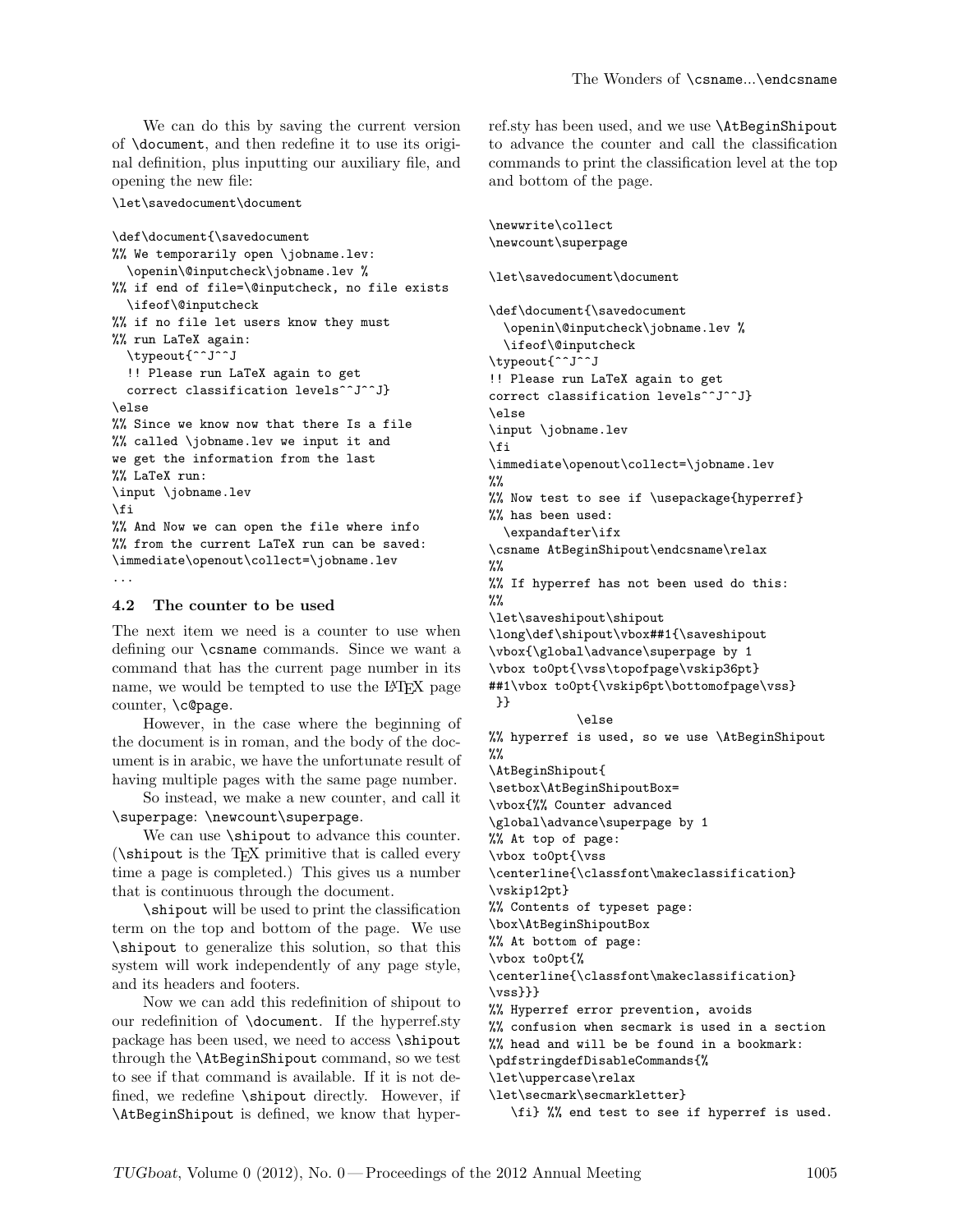We can do this by saving the current version of `\document`, and then redefine it to use its original definition, plus inputting our auxiliary file, and opening the new file:

```
\let\savedocument\document

\def\document{\savedocument
%% We temporarily open \jobname.lev:
  \openin\@inputcheck\jobname.lev %
%% if end of file=\@inputcheck, no file exists
  \ifeof\@inputcheck
%% if no file let users know they must
%% run LaTeX again:
  \typeout{^^J^^J
  !! Please run LaTeX again to get
  correct classification levels^^J^^J}
\else
%% Since we know now that there Is a file
%% called \jobname.lev we input it and
we get the information from the last
%% LaTeX run:
\input \jobname.lev
\fi
%% And Now we can open the file where info
%% from the current LaTeX run can be saved:
\immediate\openout\collect=\jobname.lev
...
```

### 4.2 The counter to be used

The next item we need is a counter to use when defining our `\csname` commands. Since we want a command that has the current page number in its name, we would be tempted to use the LaTeX page counter, `\c@page`.

However, in the case where the beginning of the document is in roman, and the body of the document is in arabic, we have the unfortunate result of having multiple pages with the same page number.

So instead, we make a new counter, and call it `\superpage`: `\newcount\superpage`.

We can use `\shipout` to advance this counter. (`\shipout` is the TeX primitive that is called every time a page is completed.) This gives us a number that is continuous through the document.

`\shipout` will be used to print the classification term on the top and bottom of the page. We use `\shipout` to generalize this solution, so that this system will work independently of any page style, and its headers and footers.

Now we can add this redefinition of shipout to our redefinition of `\document`. If the hyperref.sty package has been used, we need to access `\shipout` through the `\AtBeginShipout` command, so we test to see if that command is available. If it is not defined, we redefine `\shipout` directly. However, if `\AtBeginShipout` is defined, we know that hyperref.sty has been used, and we use `\AtBeginShipout` to advance the counter and call the classification commands to print the classification level at the top and bottom of the page.

```
\newwrite\collect
\newcount\superpage

\let\savedocument\document

\def\document{\savedocument
  \openin\@inputcheck\jobname.lev %
  \ifeof\@inputcheck
\typeout{^^J^^J
!! Please run LaTeX again to get
correct classification levels^^J^^J}
\else
\input \jobname.lev
\fi
\immediate\openout\collect=\jobname.lev
%%
%% Now test to see if \usepackage{hyperref}
%% has been used:
  \expandafter\ifx
\csname AtBeginShipout\endcsname\relax
%%
%% If hyperref has not been used do this:
%%
\let\saveshipout\shipout
\long\def\shipout\vbox##1{\saveshipout
\vbox{\global\advance\superpage by 1
\vbox to0pt{\vss\topofpage\vskip36pt}
##1\vbox to0pt{\vskip6pt\bottomofpage\vss}
 }}
            \else
%% hyperref is used, so we use \AtBeginShipout
%%
\AtBeginShipout{
\setbox\AtBeginShipoutBox=
\vbox{%% Counter advanced
\global\advance\superpage by 1
%% At top of page:
\vbox to0pt{\vss
\centerline{\classfont\makeclassification}
\vskip12pt}
%% Contents of typeset page:
\box\AtBeginShipoutBox
%% At bottom of page:
\vbox to0pt{%
\centerline{\classfont\makeclassification}
\vss}}}
%% Hyperref error prevention, avoids
%% confusion when secmark is used in a section
%% head and will be be found in a bookmark:
\pdfstringdefDisableCommands{%
\let\uppercase\relax
\let\secmark\secmarkletter}
   \fi} %% end test to see if hyperref is used.
```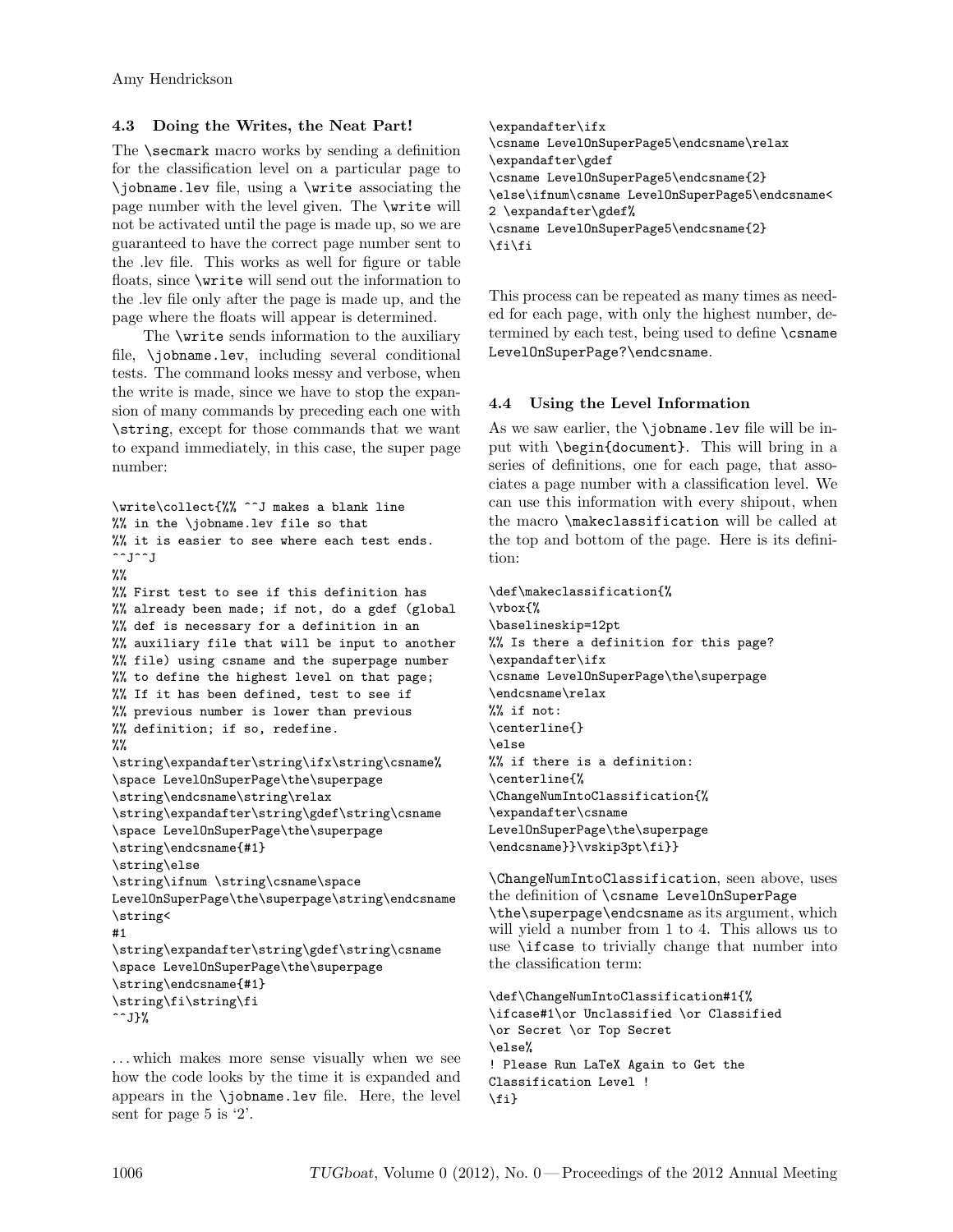### 4.3 Doing the Writes, the Neat Part!

The `\secmark` macro works by sending a definition for the classification level on a particular page to `\jobname.lev` file, using a `\write` associating the page number with the level given. The `\write` will not be activated until the page is made up, so we are guaranteed to have the correct page number sent to the .lev file. This works as well for figure or table floats, since `\write` will send out the information to the .lev file only after the page is made up, and the page where the floats will appear is determined.

The `\write` sends information to the auxiliary file, `\jobname.lev`, including several conditional tests. The command looks messy and verbose, when the write is made, since we have to stop the expansion of many commands by preceding each one with `\string`, except for those commands that we want to expand immediately, in this case, the super page number:

```
\write\collect{%% ^^J makes a blank line
%% in the \jobname.lev file so that
%% it is easier to see where each test ends.
^^J^^J
%%
%% First test to see if this definition has
%% already been made; if not, do a gdef (global
%% def is necessary for a definition in an
%% auxiliary file that will be input to another
%% file) using csname and the superpage number
%% to define the highest level on that page;
%% If it has been defined, test to see if
%% previous number is lower than previous
%% definition; if so, redefine.
%%
\string\expandafter\string\ifx\string\csname%
\space LevelOnSuperPage\the\superpage
\string\endcsname\string\relax
\string\expandafter\string\gdef\string\csname
\space LevelOnSuperPage\the\superpage
\string\endcsname{#1}
\string\else
\string\ifnum \string\csname\space
LevelOnSuperPage\the\superpage\string\endcsname
\string<
#1
\string\expandafter\string\gdef\string\csname
\space LevelOnSuperPage\the\superpage
\string\endcsname{#1}
\string\fi\string\fi
^^J}%
```

... which makes more sense visually when we see how the code looks by the time it is expanded and appears in the `\jobname.lev` file. Here, the level sent for page 5 is '2'.

```
\expandafter\ifx
\csname LevelOnSuperPage5\endcsname\relax
\expandafter\gdef
\csname LevelOnSuperPage5\endcsname{2}
\else\ifnum\csname LevelOnSuperPage5\endcsname<
2 \expandafter\gdef%
\csname LevelOnSuperPage5\endcsname{2}
\fi\fi
```

This process can be repeated as many times as needed for each page, with only the highest number, determined by each test, being used to define `\csname LevelOnSuperPage?\endcsname`.

### 4.4 Using the Level Information

As we saw earlier, the `\jobname.lev` file will be input with `\begin{document}`. This will bring in a series of definitions, one for each page, that associates a page number with a classification level. We can use this information with every shipout, when the macro `\makeclassification` will be called at the top and bottom of the page. Here is its definition:

```
\def\makeclassification{%
\vbox{%
\baselineskip=12pt
%% Is there a definition for this page?
\expandafter\ifx
\csname LevelOnSuperPage\the\superpage
\endcsname\relax
%% if not:
\centerline{}
\else
%% if there is a definition:
\centerline{%
\ChangeNumIntoClassification{%
\expandafter\csname
LevelOnSuperPage\the\superpage
\endcsname}}\vskip3pt\fi}}
```

`\ChangeNumIntoClassification`, seen above, uses the definition of `\csname LevelOnSuperPage \the\superpage\endcsname` as its argument, which will yield a number from 1 to 4. This allows us to use `\ifcase` to trivially change that number into the classification term:

```
\def\ChangeNumIntoClassification#1{%
\ifcase#1\or Unclassified \or Classified
\or Secret \or Top Secret
\else%
! Please Run LaTeX Again to Get the
Classification Level !
\fi}
```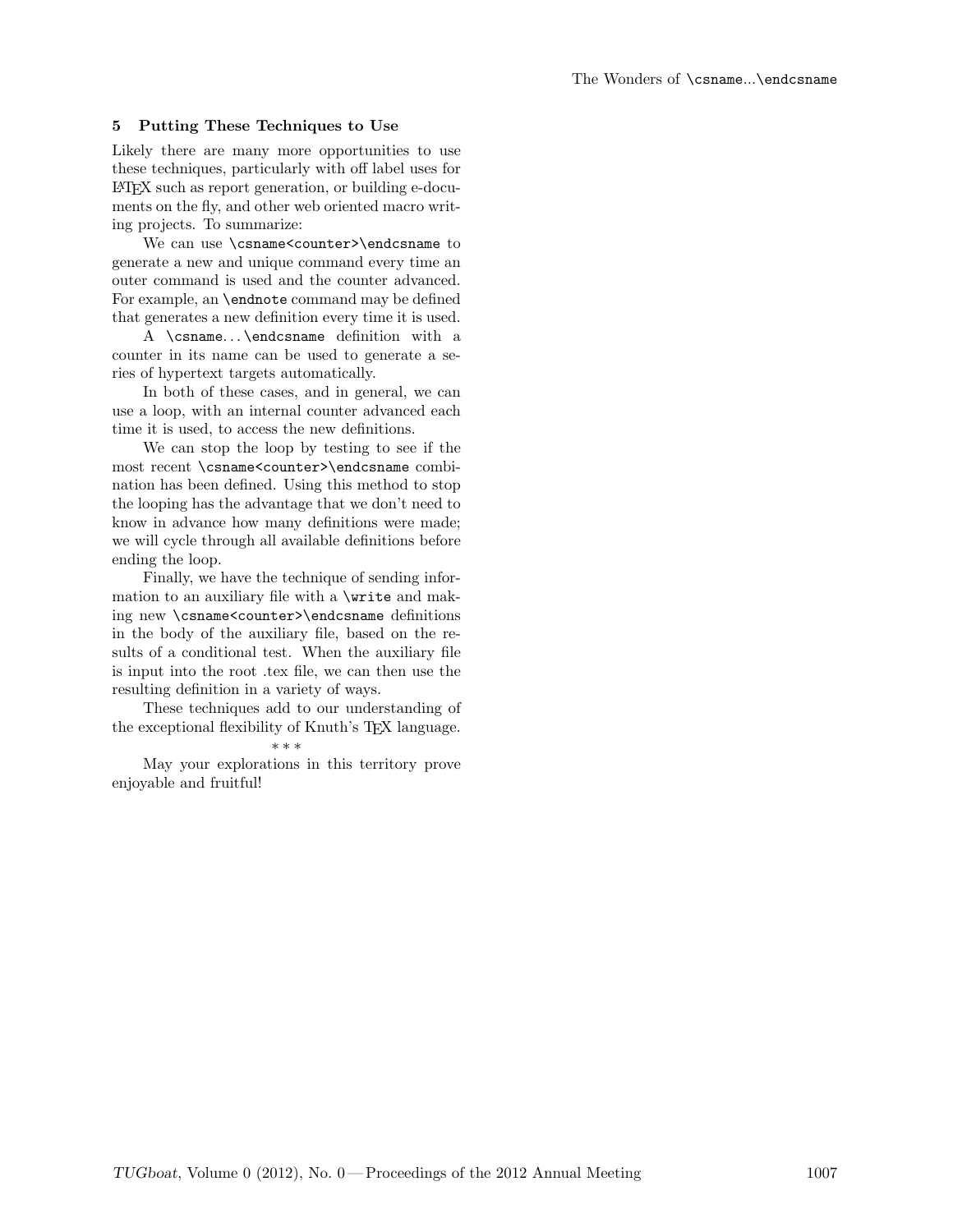## 5 Putting These Techniques to Use

Likely there are many more opportunities to use these techniques, particularly with off label uses for LaTeX such as report generation, or building e-documents on the fly, and other web oriented macro writing projects. To summarize:

We can use `\csname<counter>\endcsname` to generate a new and unique command every time an outer command is used and the counter advanced. For example, an `\endnote` command may be defined that generates a new definition every time it is used.

A `\csname`...`\endcsname` definition with a counter in its name can be used to generate a series of hypertext targets automatically.

In both of these cases, and in general, we can use a loop, with an internal counter advanced each time it is used, to access the new definitions.

We can stop the loop by testing to see if the most recent `\csname<counter>\endcsname` combination has been defined. Using this method to stop the looping has the advantage that we don't need to know in advance how many definitions were made; we will cycle through all available definitions before ending the loop.

Finally, we have the technique of sending information to an auxiliary file with a `\write` and making new `\csname<counter>\endcsname` definitions in the body of the auxiliary file, based on the results of a conditional test. When the auxiliary file is input into the root .tex file, we can then use the resulting definition in a variety of ways.

These techniques add to our understanding of the exceptional flexibility of Knuth's TeX language.

\* \* \*

May your explorations in this territory prove enjoyable and fruitful!